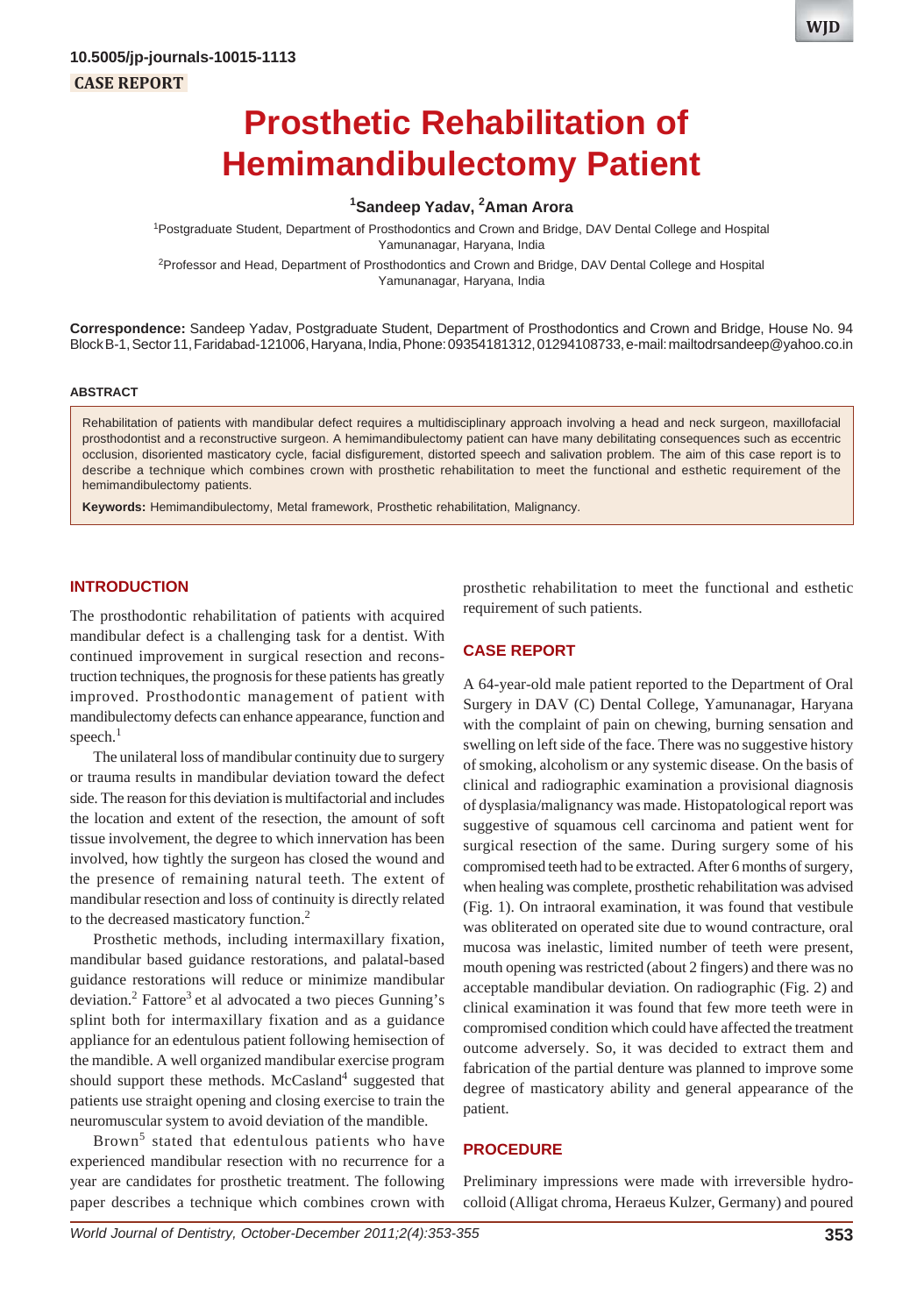10.5005/jp-journals-10015-1113

CASE REPORT

# Prosthetic Rehabilitation of Hemimandibulectomy Patient

[1]Sandeep Yadav, [2]Aman Arora

[1]Postgraduate Student, Department of Prosthodontics and Crown and Bridge, DAV Dental College and Hospital Yamunanagar, Haryana, India

[2]Professor and Head, Department of Prosthodontics and Crown and Bridge, DAV Dental College and Hospital Yamunanagar, Haryana, India

**Correspondence:** Sandeep Yadav, Postgraduate Student, Department of Prosthodontics and Crown and Bridge, House No. 94 Block B-1, Sector 11, Faridabad-121006, Haryana, India, Phone: 09354181312, 01294108733, e-mail: mailtodrsandeep@yahoo.co.in

## ABSTRACT

Rehabilitation of patients with mandibular defect requires a multidisciplinary approach involving a head and neck surgeon, maxillofacial prosthodontist and a reconstructive surgeon. A hemimandibulectomy patient can have many debilitating consequences such as eccentric occlusion, disoriented masticatory cycle, facial disfigurement, distorted speech and salvation problem. The aim of this case report is to describe a technique which combines crown with prosthetic rehabilitation to meet the functional and esthetic requirement of the hemimandibulectomy patients.

**Keywords:** Hemimandibulectomy, Metal framework, Prosthetic rehabilitation, Malignancy.

## INTRODUCTION

The prosthodontic rehabilitation of patients with acquired mandibular defect is a challenging task for a dentist. With continued improvement in surgical resection and reconstruction techniques, the prognosis for these patients has greatly improved. Prosthodontic management of patient with mandibulectomy defects can enhance appearance, function and speech.[1]

The unilateral loss of mandibular continuity due to surgery or trauma results in mandibular deviation toward the defect side. The reason for this deviation is multifactorial and includes the location and extent of the resection, the amount of soft tissue involvement, the degree to which innervation has been involved, how tightly the surgeon has closed the wound and the presence of remaining natural teeth. The extent of mandibular resection and loss of continuity is directly related to the decreased masticatory function.[2]

Prosthetic methods, including intermaxillary fixation, mandibular based guidance restorations, and palatal-based guidance restorations will reduce or minimize mandibular deviation.[2] Fattore[3] et al advocated a two pieces Gunning's splint both for intermaxillary fixation and as a guidance appliance for an edentulous patient following hemisection of the mandible. A well organized mandibular exercise program should support these methods. McCasland[4] suggested that patients use straight opening and closing exercise to train the neuromuscular system to avoid deviation of the mandible.

Brown[5] stated that edentulous patients who have experienced mandibular resection with no recurrence for a year are candidates for prosthetic treatment. The following paper describes a technique which combines crown with prosthetic rehabilitation to meet the functional and esthetic requirement of such patients.

## CASE REPORT

A 64-year-old male patient reported to the Department of Oral Surgery in DAV (C) Dental College, Yamunanagar, Haryana with the complaint of pain on chewing, burning sensation and swelling on left side of the face. There was no suggestive history of smoking, alcoholism or any systemic disease. On the basis of clinical and radiographic examination a provisional diagnosis of dysplasia/malignancy was made. Histopatological report was suggestive of squamous cell carcinoma and patient went for surgical resection of the same. During surgery some of his compromised teeth had to be extracted. After 6 months of surgery, when healing was complete, prosthetic rehabilitation was advised (Fig. 1). On intraoral examination, it was found that vestibule was obliterated on operated site due to wound contracture, oral mucosa was inelastic, limited number of teeth were present, mouth opening was restricted (about 2 fingers) and there was no acceptable mandibular deviation. On radiographic (Fig. 2) and clinical examination it was found that few more teeth were in compromised condition which could have affected the treatment outcome adversely. So, it was decided to extract them and fabrication of the partial denture was planned to improve some degree of masticatory ability and general appearance of the patient.

## PROCEDURE

Preliminary impressions were made with irreversible hydrocolloid (Alligat chroma, Heraeus Kulzer, Germany) and poured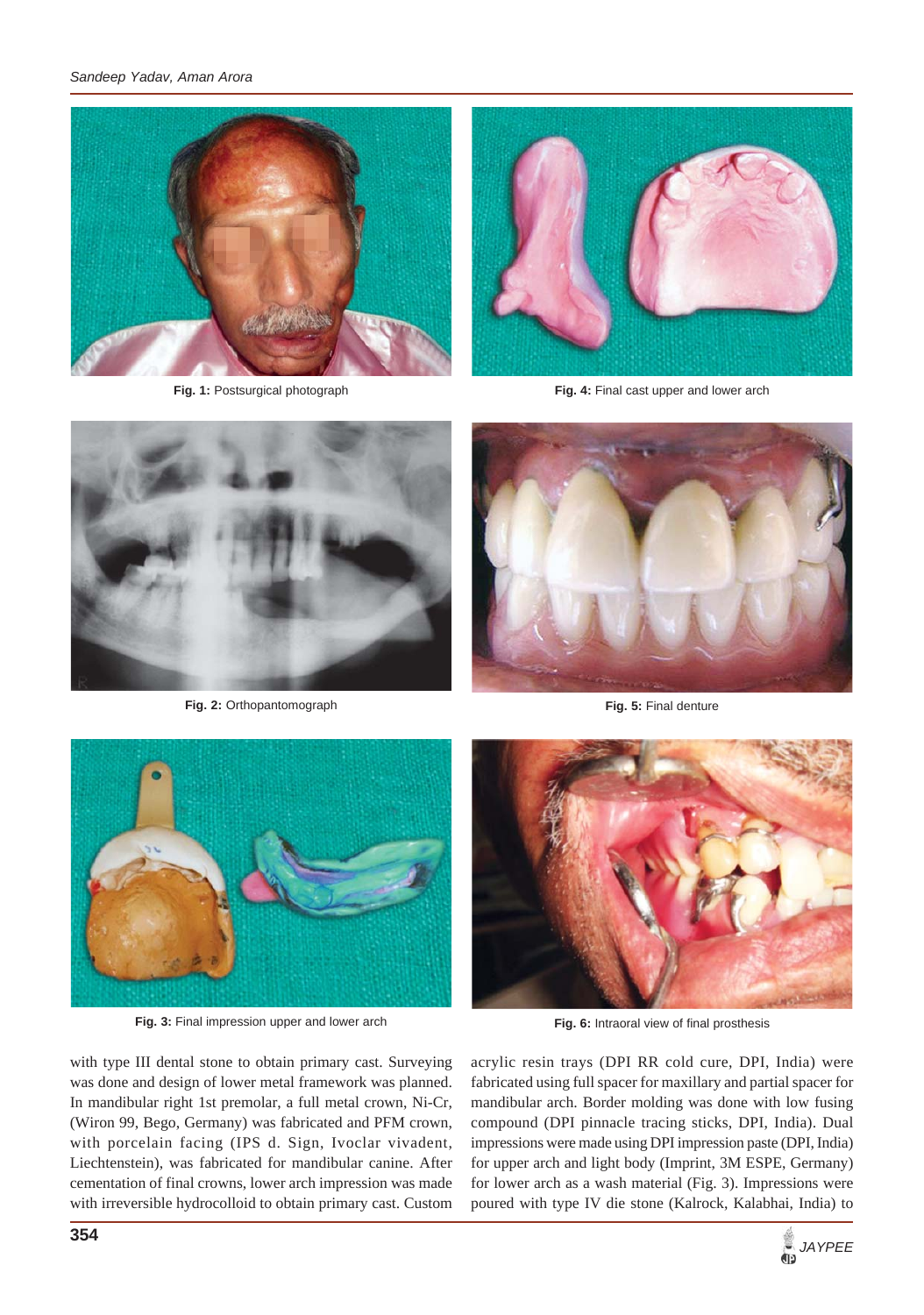Fig. 1: Postsurgical photograph

Fig. 4: Final cast upper and lower arch

Fig. 2: Orthopantomograph

Fig. 5: Final denture

Fig. 3: Final impression upper and lower arch

Fig. 6: Intraoral view of final prosthesis

with type III dental stone to obtain primary cast. Surveying was done and design of lower metal framework was planned. In mandibular right 1st premolar, a full metal crown, Ni-Cr, (Wiron 99, Bego, Germany) was fabricated and PFM crown, with porcelain facing (IPS d. Sign, Ivoclar vivadent, Liechtenstein), was fabricated for mandibular canine. After cementation of final crowns, lower arch impression was made with irreversible hydrocolloid to obtain primary cast. Custom acrylic resin trays (DPI RR cold cure, DPI, India) were fabricated using full spacer for maxillary and partial spacer for mandibular arch. Border molding was done with low fusing compound (DPI pinnacle tracing sticks, DPI, India). Dual impressions were made using DPI impression paste (DPI, India) for upper arch and light body (Imprint, 3M ESPE, Germany) for lower arch as a wash material (Fig. 3). Impressions were poured with type IV die stone (Kalrock, Kalabhai, India) to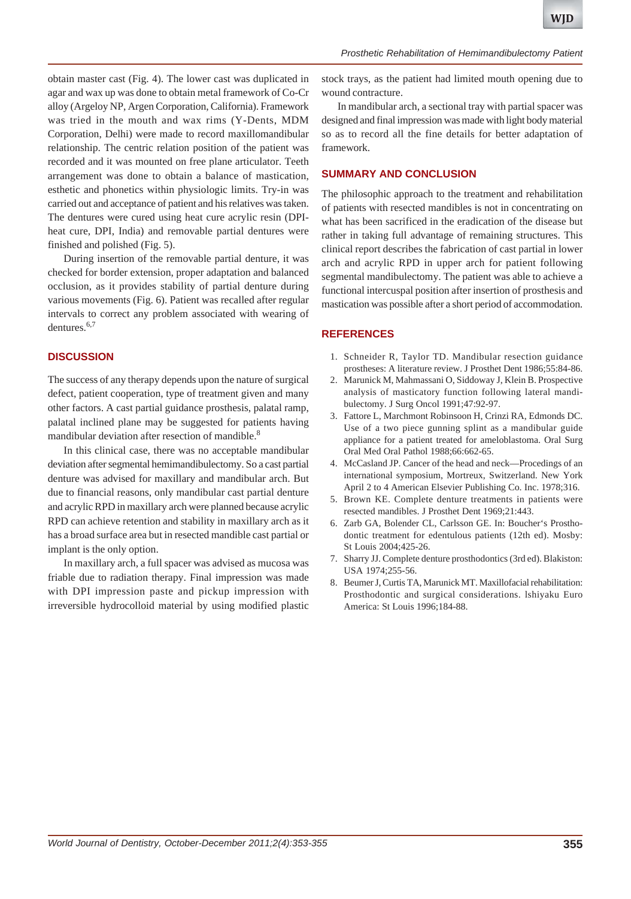obtain master cast (Fig. 4). The lower cast was duplicated in agar and wax up was done to obtain metal framework of Co-Cr alloy (Argeloy NP, Argen Corporation, California). Framework was tried in the mouth and wax rims (Y-Dents, MDM Corporation, Delhi) were made to record maxillomandibular relationship. The centric relation position of the patient was recorded and it was mounted on free plane articulator. Teeth arrangement was done to obtain a balance of mastication, esthetic and phonetics within physiologic limits. Try-in was carried out and acceptance of patient and his relatives was taken. The dentures were cured using heat cure acrylic resin (DPI-heat cure, DPI, India) and removable partial dentures were finished and polished (Fig. 5).

During insertion of the removable partial denture, it was checked for border extension, proper adaptation and balanced occlusion, as it provides stability of partial denture during various movements (Fig. 6). Patient was recalled after regular intervals to correct any problem associated with wearing of dentures.[6,7]

## DISCUSSION

The success of any therapy depends upon the nature of surgical defect, patient cooperation, type of treatment given and many other factors. A cast partial guidance prosthesis, palatal ramp, palatal inclined plane may be suggested for patients having mandibular deviation after resection of mandible.[8]

In this clinical case, there was no acceptable mandibular deviation after segmental hemimandibulectomy. So a cast partial denture was advised for maxillary and mandibular arch. But due to financial reasons, only mandibular cast partial denture and acrylic RPD in maxillary arch were planned because acrylic RPD can achieve retention and stability in maxillary arch as it has a broad surface area but in resected mandible cast partial or implant is the only option.

In maxillary arch, a full spacer was advised as mucosa was friable due to radiation therapy. Final impression was made with DPI impression paste and pickup impression with irreversible hydrocolloid material by using modified plastic stock trays, as the patient had limited mouth opening due to wound contracture.

In mandibular arch, a sectional tray with partial spacer was designed and final impression was made with light body material so as to record all the fine details for better adaptation of framework.

## SUMMARY AND CONCLUSION

The philosophic approach to the treatment and rehabilitation of patients with resected mandibles is not in concentrating on what has been sacrificed in the eradication of the disease but rather in taking full advantage of remaining structures. This clinical report describes the fabrication of cast partial in lower arch and acrylic RPD in upper arch for patient following segmental mandibulectomy. The patient was able to achieve a functional intercuspal position after insertion of prosthesis and mastication was possible after a short period of accommodation.

## REFERENCES

1. Schneider R, Taylor TD. Mandibular resection guidance prostheses: A literature review. J Prosthet Dent 1986;55:84-86.
2. Marunick M, Mahmassani O, Siddoway J, Klein B. Prospective analysis of masticatory function following lateral mandibulectomy. J Surg Oncol 1991;47:92-97.
3. Fattore L, Marchmont Robinsoon H, Crinzi RA, Edmonds DC. Use of a two piece gunning splint as a mandibular guide appliance for a patient treated for ameloblastoma. Oral Surg Oral Med Oral Pathol 1988;66:662-65.
4. McCasland JP. Cancer of the head and neck—Procedings of an international symposium, Mortreux, Switzerland. New York April 2 to 4 American Elsevier Publishing Co. Inc. 1978;316.
5. Brown KE. Complete denture treatments in patients were resected mandibles. J Prosthet Dent 1969;21:443.
6. Zarb GA, Bolender CL, Carlsson GE. In: Boucher's Prosthodontic treatment for edentulous patients (12th ed). Mosby: St Louis 2004;425-26.
7. Sharry JJ. Complete denture prosthodontics (3rd ed). Blakiston: USA 1974;255-56.
8. Beumer J, Curtis TA, Marunick MT. Maxillofacial rehabilitation: Prosthodontic and surgical considerations. lshiyaku Euro America: St Louis 1996;184-88.